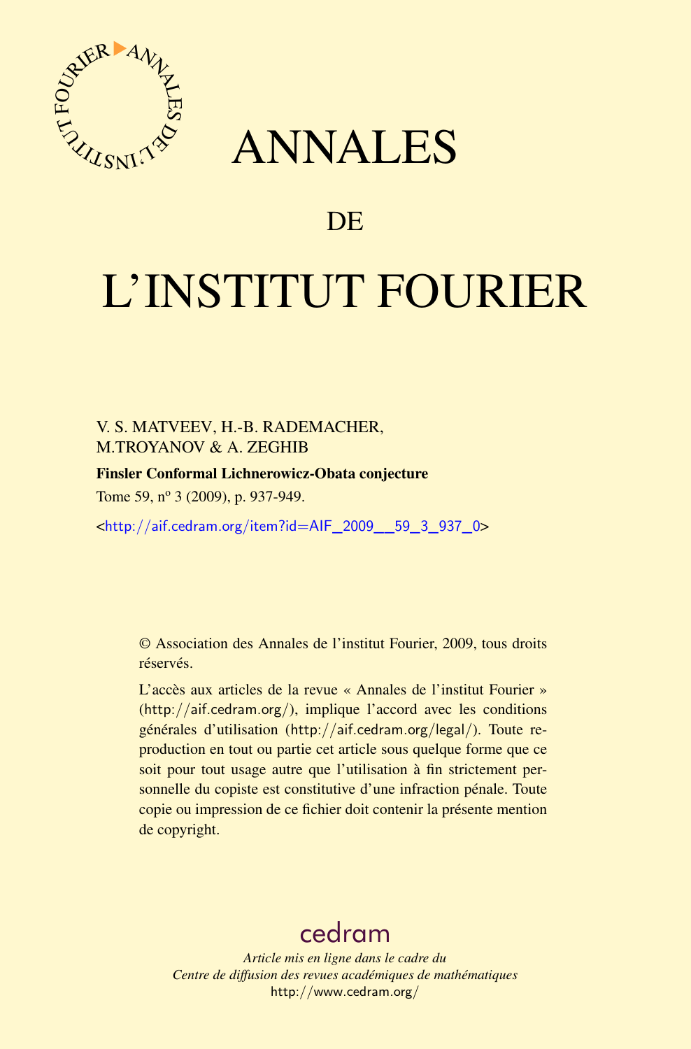# ANNALES

## DE

# L'INSTITUT FOURIER

V. S. MATVEEV, H.-B. RADEMACHER,
M.TROYANOV & A. ZEGHIB

**Finsler Conformal Lichnerowicz-Obata conjecture**

Tome 59, nº 3 (2009), p. 937-949.

<http://aif.cedram.org/item?id=AIF_2009__59_3_937_0>

© Association des Annales de l'institut Fourier, 2009, tous droits réservés.

L'accès aux articles de la revue « Annales de l'institut Fourier » (http://aif.cedram.org/), implique l'accord avec les conditions générales d'utilisation (http://aif.cedram.org/legal/). Toute reproduction en tout ou partie cet article sous quelque forme que ce soit pour tout usage autre que l'utilisation à fin strictement personnelle du copiste est constitutive d'une infraction pénale. Toute copie ou impression de ce fichier doit contenir la présente mention de copyright.

cedram

*Article mis en ligne dans le cadre du*
*Centre de diffusion des revues académiques de mathématiques*
http://www.cedram.org/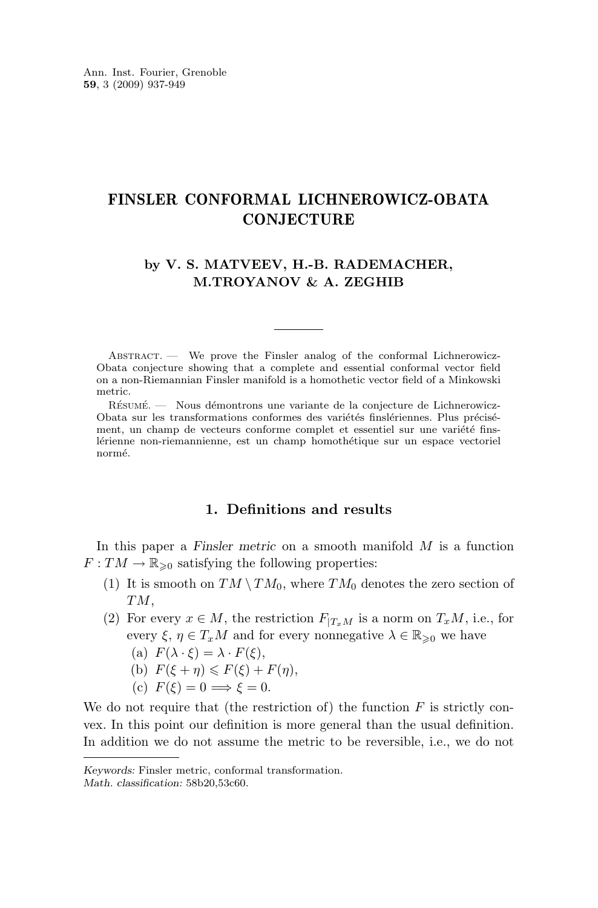# FINSLER CONFORMAL LICHNEROWICZ-OBATA CONJECTURE

**by V. S. MATVEEV, H.-B. RADEMACHER, M.TROYANOV & A. ZEGHIB**

Abstract. — We prove the Finsler analog of the conformal Lichnerowicz-Obata conjecture showing that a complete and essential conformal vector field on a non-Riemannian Finsler manifold is a homothetic vector field of a Minkowski metric.

Résumé. — Nous démontrons une variante de la conjecture de Lichnerowicz-Obata sur les transformations conformes des variétés finslériennes. Plus précisément, un champ de vecteurs conforme complet et essentiel sur une variété finslérienne non-riemannienne, est un champ homothétique sur un espace vectoriel normé.

## 1. Definitions and results

In this paper a *Finsler metric* on a smooth manifold $M$ is a function $F : TM \to \mathbb{R}_{\geqslant 0}$ satisfying the following properties:

1. It is smooth on $TM \setminus TM_0$, where $TM_0$ denotes the zero section of $TM$,
2. For every $x \in M$, the restriction $F_{|T_xM}$ is a norm on $T_xM$, i.e., for every $\xi$, $\eta \in T_xM$ and for every nonnegative $\lambda \in \mathbb{R}_{\geqslant 0}$ we have
   (a) $F(\lambda \cdot \xi) = \lambda \cdot F(\xi)$,
   (b) $F(\xi + \eta) \leqslant F(\xi) + F(\eta)$,
   (c) $F(\xi) = 0 \Longrightarrow \xi = 0$.

We do not require that (the restriction of) the function $F$ is strictly convex. In this point our definition is more general than the usual definition. In addition we do not assume the metric to be reversible, i.e., we do not

*Keywords:* Finsler metric, conformal transformation.
*Math. classification:* 58b20,53c60.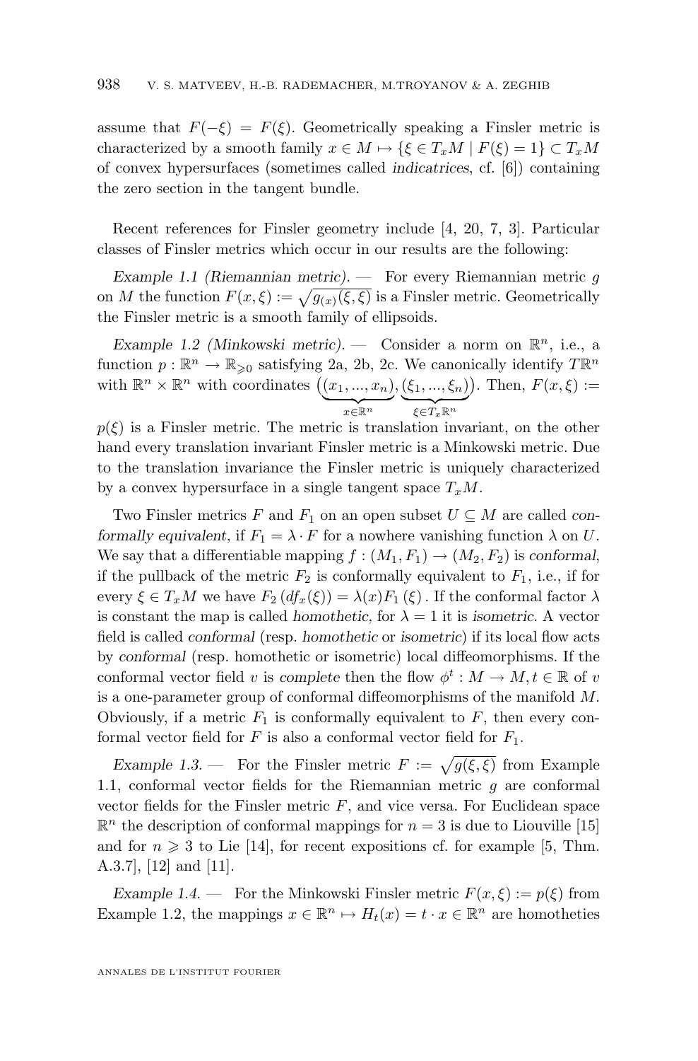assume that $F(-\xi) = F(\xi)$. Geometrically speaking a Finsler metric is characterized by a smooth family $x \in M \mapsto \{\xi \in T_xM \mid F(\xi) = 1\} \subset T_xM$ of convex hypersurfaces (sometimes called *indicatrices*, cf. [6]) containing the zero section in the tangent bundle.

Recent references for Finsler geometry include [4, 20, 7, 3]. Particular classes of Finsler metrics which occur in our results are the following:

*Example 1.1 (Riemannian metric).* — For every Riemannian metric $g$ on $M$ the function $F(x, \xi) := \sqrt{g_{(x)}(\xi, \xi)}$ is a Finsler metric. Geometrically the Finsler metric is a smooth family of ellipsoids.

*Example 1.2 (Minkowski metric).* — Consider a norm on $\mathbb{R}^n$, i.e., a function $p : \mathbb{R}^n \to \mathbb{R}_{\geqslant 0}$ satisfying 2a, 2b, 2c. We canonically identify $T\mathbb{R}^n$ with $\mathbb{R}^n \times \mathbb{R}^n$ with coordinates $\big(\underbrace{(x_1, ..., x_n)}_{x \in \mathbb{R}^n}, \underbrace{(\xi_1, ..., \xi_n)}_{\xi \in T_x\mathbb{R}^n}\big)$. Then, $F(x, \xi) := p(\xi)$ is a Finsler metric. The metric is translation invariant, on the other hand every translation invariant Finsler metric is a Minkowski metric. Due to the translation invariance the Finsler metric is uniquely characterized by a convex hypersurface in a single tangent space $T_xM$.

Two Finsler metrics $F$ and $F_1$ on an open subset $U \subseteq M$ are called *conformally equivalent*, if $F_1 = \lambda \cdot F$ for a nowhere vanishing function $\lambda$ on $U$. We say that a differentiable mapping $f : (M_1, F_1) \to (M_2, F_2)$ is *conformal*, if the pullback of the metric $F_2$ is conformally equivalent to $F_1$, i.e., if for every $\xi \in T_xM$ we have $F_2\left(df_x(\xi)\right) = \lambda(x)F_1\left(\xi\right)$. If the conformal factor $\lambda$ is constant the map is called *homothetic*, for $\lambda = 1$ it is *isometric*. A vector field is called *conformal* (resp. *homothetic* or *isometric*) if its local flow acts by *conformal* (resp. homothetic or isometric) local diffeomorphisms. If the conformal vector field $v$ is *complete* then the flow $\phi^t : M \to M, t \in \mathbb{R}$ of $v$ is a one-parameter group of conformal diffeomorphisms of the manifold $M$. Obviously, if a metric $F_1$ is conformally equivalent to $F$, then every conformal vector field for $F$ is also a conformal vector field for $F_1$.

*Example 1.3.* — For the Finsler metric $F := \sqrt{g(\xi, \xi)}$ from Example 1.1, conformal vector fields for the Riemannian metric $g$ are conformal vector fields for the Finsler metric $F$, and vice versa. For Euclidean space $\mathbb{R}^n$ the description of conformal mappings for $n = 3$ is due to Liouville [15] and for $n \geqslant 3$ to Lie [14], for recent expositions cf. for example [5, Thm. A.3.7], [12] and [11].

*Example 1.4.* — For the Minkowski Finsler metric $F(x, \xi) := p(\xi)$ from Example 1.2, the mappings $x \in \mathbb{R}^n \mapsto H_t(x) = t \cdot x \in \mathbb{R}^n$ are homotheties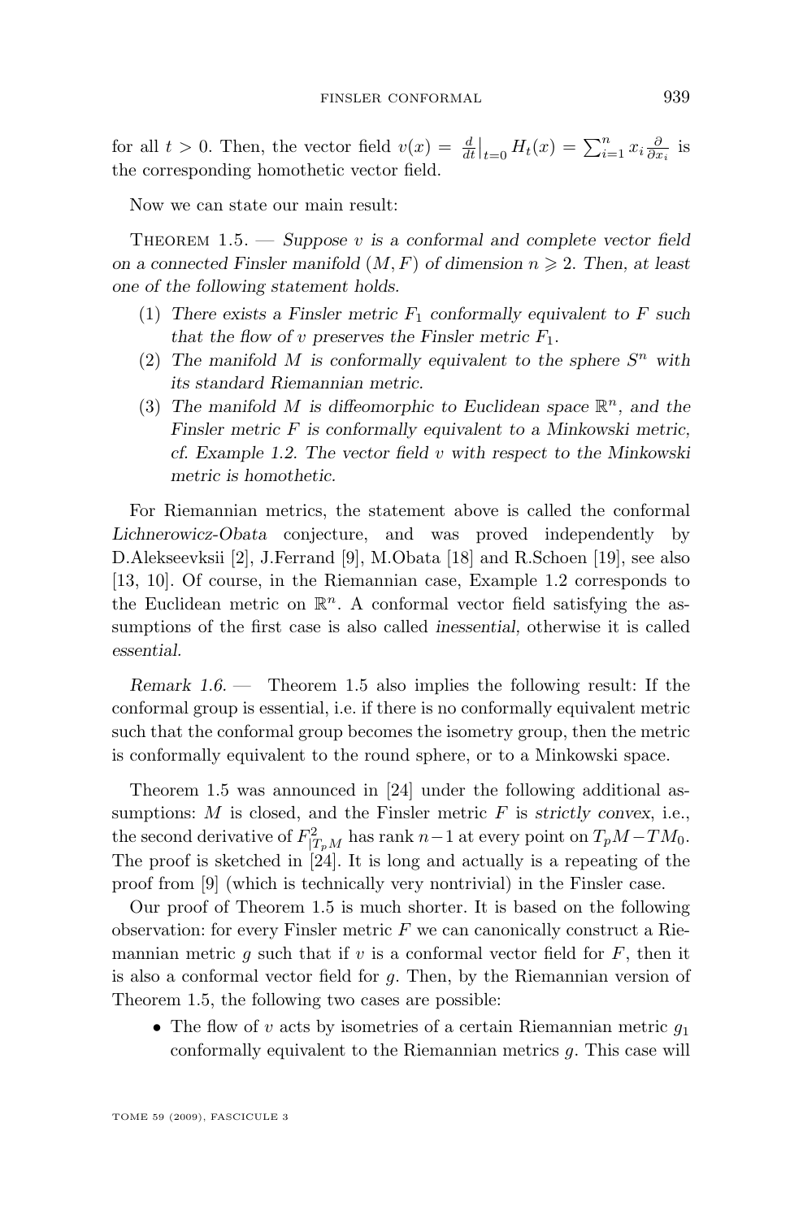for all $t > 0$. Then, the vector field $v(x) = \frac{d}{dt}\big|_{t=0} H_t(x) = \sum_{i=1}^n x_i \frac{\partial}{\partial x_i}$ is the corresponding homothetic vector field.

Now we can state our main result:

Theorem 1.5. — *Suppose $v$ is a conformal and complete vector field on a connected Finsler manifold $(M, F)$ of dimension $n \geqslant 2$. Then, at least one of the following statement holds.*

1. *There exists a Finsler metric $F_1$ conformally equivalent to $F$ such that the flow of $v$ preserves the Finsler metric $F_1$.*
2. *The manifold $M$ is conformally equivalent to the sphere $S^n$ with its standard Riemannian metric.*
3. *The manifold $M$ is diffeomorphic to Euclidean space $\mathbb{R}^n$, and the Finsler metric $F$ is conformally equivalent to a Minkowski metric, cf. Example 1.2. The vector field $v$ with respect to the Minkowski metric is homothetic.*

For Riemannian metrics, the statement above is called the conformal *Lichnerowicz-Obata* conjecture, and was proved independently by D.Alekseevksii [2], J.Ferrand [9], M.Obata [18] and R.Schoen [19], see also [13, 10]. Of course, in the Riemannian case, Example 1.2 corresponds to the Euclidean metric on $\mathbb{R}^n$. A conformal vector field satisfying the assumptions of the first case is also called *inessential*, otherwise it is called *essential*.

*Remark 1.6.* — Theorem 1.5 also implies the following result: If the conformal group is essential, i.e. if there is no conformally equivalent metric such that the conformal group becomes the isometry group, then the metric is conformally equivalent to the round sphere, or to a Minkowski space.

Theorem 1.5 was announced in [24] under the following additional assumptions: $M$ is closed, and the Finsler metric $F$ is *strictly convex*, i.e., the second derivative of $F^2_{|T_pM}$ has rank $n-1$ at every point on $T_pM - TM_0$. The proof is sketched in [24]. It is long and actually is a repeating of the proof from [9] (which is technically very nontrivial) in the Finsler case.

Our proof of Theorem 1.5 is much shorter. It is based on the following observation: for every Finsler metric $F$ we can canonically construct a Riemannian metric $g$ such that if $v$ is a conformal vector field for $F$, then it is also a conformal vector field for $g$. Then, by the Riemannian version of Theorem 1.5, the following two cases are possible:

- The flow of $v$ acts by isometries of a certain Riemannian metric $g_1$ conformally equivalent to the Riemannian metrics $g$. This case will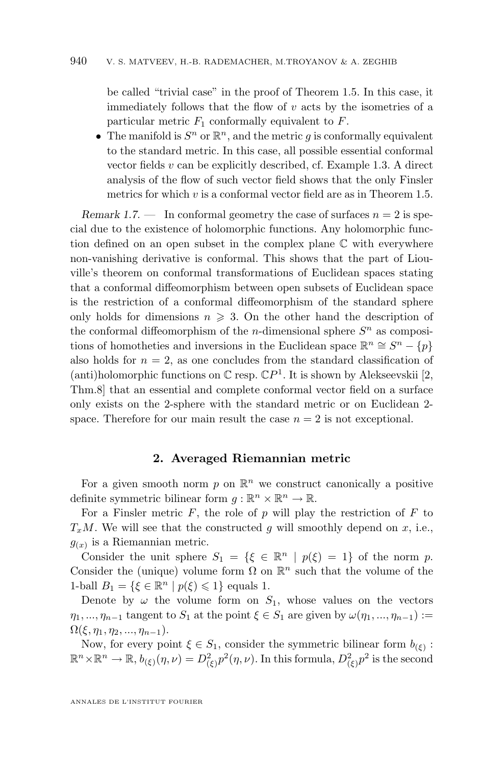be called "trivial case" in the proof of Theorem 1.5. In this case, it immediately follows that the flow of $v$ acts by the isometries of a particular metric $F_1$ conformally equivalent to $F$.

- The manifold is $S^n$ or $\mathbb{R}^n$, and the metric $g$ is conformally equivalent to the standard metric. In this case, all possible essential conformal vector fields $v$ can be explicitly described, cf. Example 1.3. A direct analysis of the flow of such vector field shows that the only Finsler metrics for which $v$ is a conformal vector field are as in Theorem 1.5.

*Remark 1.7.* — In conformal geometry the case of surfaces $n = 2$ is special due to the existence of holomorphic functions. Any holomorphic function defined on an open subset in the complex plane $\mathbb{C}$ with everywhere non-vanishing derivative is conformal. This shows that the part of Liouville's theorem on conformal transformations of Euclidean spaces stating that a conformal diffeomorphism between open subsets of Euclidean space is the restriction of a conformal diffeomorphism of the standard sphere only holds for dimensions $n \geqslant 3$. On the other hand the description of the conformal diffeomorphism of the $n$-dimensional sphere $S^n$ as compositions of homotheties and inversions in the Euclidean space $\mathbb{R}^n \cong S^n - \{p\}$ also holds for $n = 2$, as one concludes from the standard classification of (anti)holomorphic functions on $\mathbb{C}$ resp. $\mathbb{C}P^1$. It is shown by Alekseevskii [2, Thm.8] that an essential and complete conformal vector field on a surface only exists on the 2-sphere with the standard metric or on Euclidean 2-space. Therefore for our main result the case $n = 2$ is not exceptional.

## 2. Averaged Riemannian metric

For a given smooth norm $p$ on $\mathbb{R}^n$ we construct canonically a positive definite symmetric bilinear form $g : \mathbb{R}^n \times \mathbb{R}^n \to \mathbb{R}$.

For a Finsler metric $F$, the role of $p$ will play the restriction of $F$ to $T_xM$. We will see that the constructed $g$ will smoothly depend on $x$, i.e., $g_{(x)}$ is a Riemannian metric.

Consider the unit sphere $S_1 = \{\xi \in \mathbb{R}^n \mid p(\xi) = 1\}$ of the norm $p$. Consider the (unique) volume form $\Omega$ on $\mathbb{R}^n$ such that the volume of the 1-ball $B_1 = \{\xi \in \mathbb{R}^n \mid p(\xi) \leqslant 1\}$ equals 1.

Denote by $\omega$ the volume form on $S_1$, whose values on the vectors $\eta_1, ..., \eta_{n-1}$ tangent to $S_1$ at the point $\xi \in S_1$ are given by $\omega(\eta_1, ..., \eta_{n-1}) := \Omega(\xi, \eta_1, \eta_2, ..., \eta_{n-1})$.

Now, for every point $\xi \in S_1$, consider the symmetric bilinear form $b_{(\xi)} : \mathbb{R}^n \times \mathbb{R}^n \to \mathbb{R}$, $b_{(\xi)}(\eta, \nu) = D^2_{(\xi)} p^2(\eta, \nu)$. In this formula, $D^2_{(\xi)} p^2$ is the second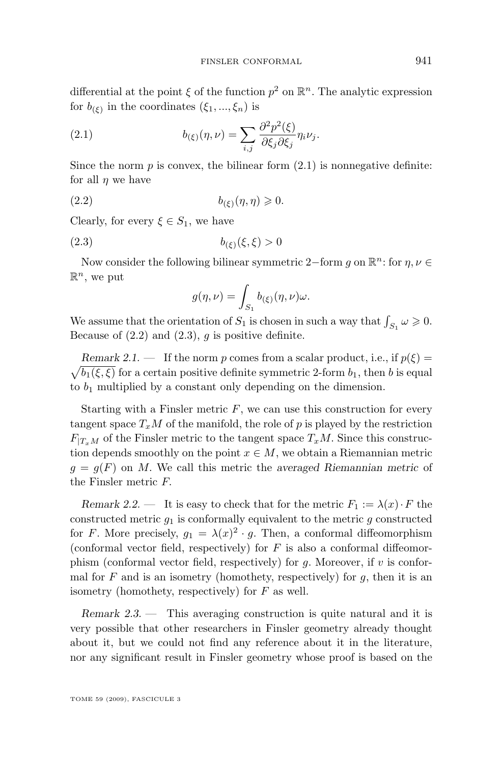differential at the point $\xi$ of the function $p^2$ on $\mathbb{R}^n$. The analytic expression for $b_{(\xi)}$ in the coordinates $(\xi_1, ..., \xi_n)$ is

$$b_{(\xi)}(\eta, \nu) = \sum_{i,j} \frac{\partial^2 p^2(\xi)}{\partial \xi_j \partial \xi_j} \eta_i \nu_j. \tag{2.1}$$

Since the norm $p$ is convex, the bilinear form (2.1) is nonnegative definite: for all $\eta$ we have

$$b_{(\xi)}(\eta, \eta) \geqslant 0. \tag{2.2}$$

Clearly, for every $\xi \in S_1$, we have

$$b_{(\xi)}(\xi, \xi) > 0 \tag{2.3}$$

Now consider the following bilinear symmetric 2−form $g$ on $\mathbb{R}^n$: for $\eta, \nu \in \mathbb{R}^n$, we put

$$g(\eta, \nu) = \int_{S_1} b_{(\xi)}(\eta, \nu)\omega.$$

We assume that the orientation of $S_1$ is chosen in such a way that $\int_{S_1} \omega \geqslant 0$. Because of (2.2) and (2.3), $g$ is positive definite.

*Remark 2.1.* — If the norm $p$ comes from a scalar product, i.e., if $p(\xi) = \sqrt{b_1(\xi, \xi)}$ for a certain positive definite symmetric 2-form $b_1$, then $b$ is equal to $b_1$ multiplied by a constant only depending on the dimension.

Starting with a Finsler metric $F$, we can use this construction for every tangent space $T_xM$ of the manifold, the role of $p$ is played by the restriction $F_{|T_xM}$ of the Finsler metric to the tangent space $T_xM$. Since this construction depends smoothly on the point $x \in M$, we obtain a Riemannian metric $g = g(F)$ on $M$. We call this metric the *averaged Riemannian metric* of the Finsler metric $F$.

*Remark 2.2.* — It is easy to check that for the metric $F_1 := \lambda(x) \cdot F$ the constructed metric $g_1$ is conformally equivalent to the metric $g$ constructed for $F$. More precisely, $g_1 = \lambda(x)^2 \cdot g$. Then, a conformal diffeomorphism (conformal vector field, respectively) for $F$ is also a conformal diffeomorphism (conformal vector field, respectively) for $g$. Moreover, if $v$ is conformal for $F$ and is an isometry (homothety, respectively) for $g$, then it is an isometry (homothety, respectively) for $F$ as well.

*Remark 2.3.* — This averaging construction is quite natural and it is very possible that other researchers in Finsler geometry already thought about it, but we could not find any reference about it in the literature, nor any significant result in Finsler geometry whose proof is based on the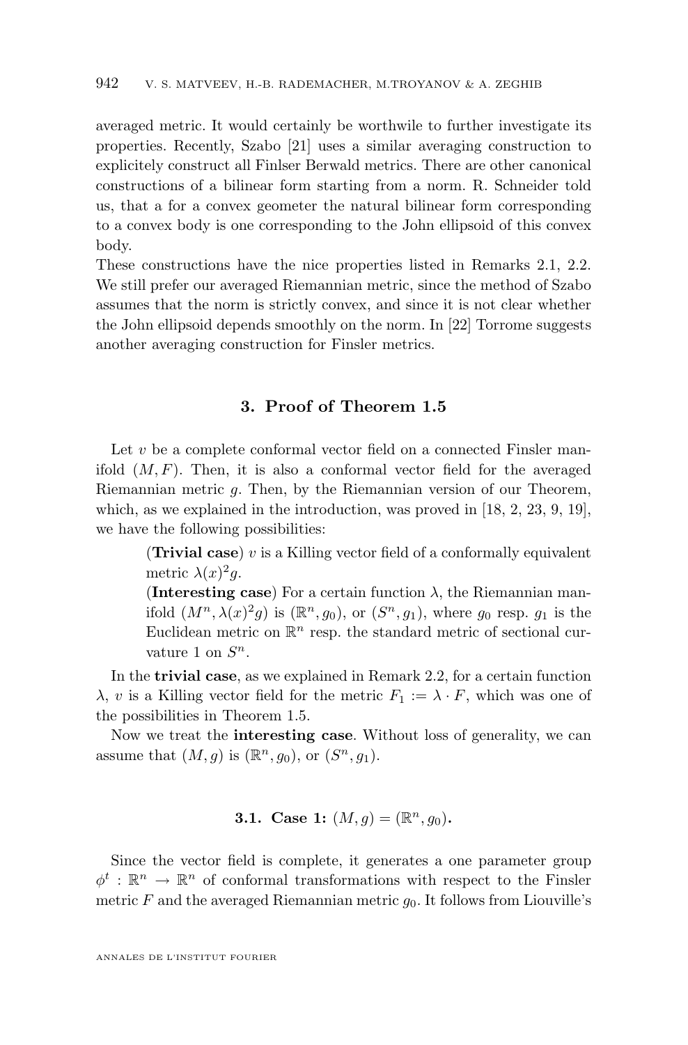averaged metric. It would certainly be worthwile to further investigate its properties. Recently, Szabo [21] uses a similar averaging construction to explicitely construct all Finlser Berwald metrics. There are other canonical constructions of a bilinear form starting from a norm. R. Schneider told us, that a for a convex geometer the natural bilinear form corresponding to a convex body is one corresponding to the John ellipsoid of this convex body.

These constructions have the nice properties listed in Remarks 2.1, 2.2. We still prefer our averaged Riemannian metric, since the method of Szabo assumes that the norm is strictly convex, and since it is not clear whether the John ellipsoid depends smoothly on the norm. In [22] Torrome suggests another averaging construction for Finsler metrics.

## 3. Proof of Theorem 1.5

Let $v$ be a complete conformal vector field on a connected Finsler manifold $(M, F)$. Then, it is also a conformal vector field for the averaged Riemannian metric $g$. Then, by the Riemannian version of our Theorem, which, as we explained in the introduction, was proved in [18, 2, 23, 9, 19], we have the following possibilities:

> (**Trivial case**) $v$ is a Killing vector field of a conformally equivalent metric $\lambda(x)^2 g$.
>
> (**Interesting case**) For a certain function $\lambda$, the Riemannian manifold $(M^n, \lambda(x)^2 g)$ is $(\mathbb{R}^n, g_0)$, or $(S^n, g_1)$, where $g_0$ resp. $g_1$ is the Euclidean metric on $\mathbb{R}^n$ resp. the standard metric of sectional curvature 1 on $S^n$.

In the **trivial case**, as we explained in Remark 2.2, for a certain function $\lambda$, $v$ is a Killing vector field for the metric $F_1 := \lambda \cdot F$, which was one of the possibilities in Theorem 1.5.

Now we treat the **interesting case**. Without loss of generality, we can assume that $(M, g)$ is $(\mathbb{R}^n, g_0)$, or $(S^n, g_1)$.

### 3.1. Case 1: $(M, g) = (\mathbb{R}^n, g_0)$.

Since the vector field is complete, it generates a one parameter group $\phi^t : \mathbb{R}^n \to \mathbb{R}^n$ of conformal transformations with respect to the Finsler metric $F$ and the averaged Riemannian metric $g_0$. It follows from Liouville's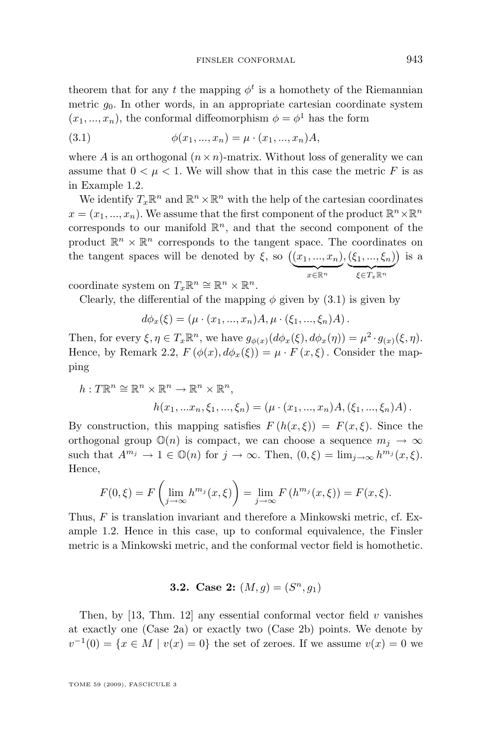theorem that for any $t$ the mapping $\phi^t$ is a homothety of the Riemannian metric $g_0$. In other words, in an appropriate cartesian coordinate system $(x_1, ..., x_n)$, the conformal diffeomorphism $\phi = \phi^1$ has the form

$$\phi(x_1, ..., x_n) = \mu \cdot (x_1, ..., x_n)A, \tag{3.1}$$

where $A$ is an orthogonal $(n \times n)$-matrix. Without loss of generality we can assume that $0 < \mu < 1$. We will show that in this case the metric $F$ is as in Example 1.2.

We identify $T_x\mathbb{R}^n$ and $\mathbb{R}^n \times \mathbb{R}^n$ with the help of the cartesian coordinates $x = (x_1, ..., x_n)$. We assume that the first component of the product $\mathbb{R}^n \times \mathbb{R}^n$ corresponds to our manifold $\mathbb{R}^n$, and that the second component of the product $\mathbb{R}^n \times \mathbb{R}^n$ corresponds to the tangent space. The coordinates on the tangent spaces will be denoted by $\xi$, so $\big(\underbrace{(x_1, ..., x_n)}_{x \in \mathbb{R}^n}, \underbrace{(\xi_1, ..., \xi_n)}_{\xi \in T_x\mathbb{R}^n}\big)$ is a coordinate system on $T_x\mathbb{R}^n \cong \mathbb{R}^n \times \mathbb{R}^n$.

Clearly, the differential of the mapping $\phi$ given by (3.1) is given by

$$d\phi_x(\xi) = (\mu \cdot (x_1, ..., x_n)A, \mu \cdot (\xi_1, ..., \xi_n)A).$$

Then, for every $\xi, \eta \in T_x\mathbb{R}^n$, we have $g_{\phi(x)}(d\phi_x(\xi), d\phi_x(\eta)) = \mu^2 \cdot g_{(x)}(\xi, \eta)$. Hence, by Remark 2.2, $F(\phi(x), d\phi_x(\xi)) = \mu \cdot F(x, \xi)$. Consider the mapping

$$h : T\mathbb{R}^n \cong \mathbb{R}^n \times \mathbb{R}^n \to \mathbb{R}^n \times \mathbb{R}^n,$$
$$h(x_1, ...x_n, \xi_1, ..., \xi_n) = (\mu \cdot (x_1, ..., x_n)A, (\xi_1, ..., \xi_n)A).$$

By construction, this mapping satisfies $F(h(x, \xi)) = F(x, \xi)$. Since the orthogonal group $\mathbb{O}(n)$ is compact, we can choose a sequence $m_j \to \infty$ such that $A^{m_j} \to 1 \in \mathbb{O}(n)$ for $j \to \infty$. Then, $(0, \xi) = \lim_{j\to\infty} h^{m_j}(x, \xi)$. Hence,

$$F(0, \xi) = F\left(\lim_{j\to\infty} h^{m_j}(x, \xi)\right) = \lim_{j\to\infty} F(h^{m_j}(x, \xi)) = F(x, \xi).$$

Thus, $F$ is translation invariant and therefore a Minkowski metric, cf. Example 1.2. Hence in this case, up to conformal equivalence, the Finsler metric is a Minkowski metric, and the conformal vector field is homothetic.

### 3.2. Case 2: $(M, g) = (S^n, g_1)$

Then, by [13, Thm. 12] any essential conformal vector field $v$ vanishes at exactly one (Case 2a) or exactly two (Case 2b) points. We denote by $v^{-1}(0) = \{x \in M \mid v(x) = 0\}$ the set of zeroes. If we assume $v(x) = 0$ we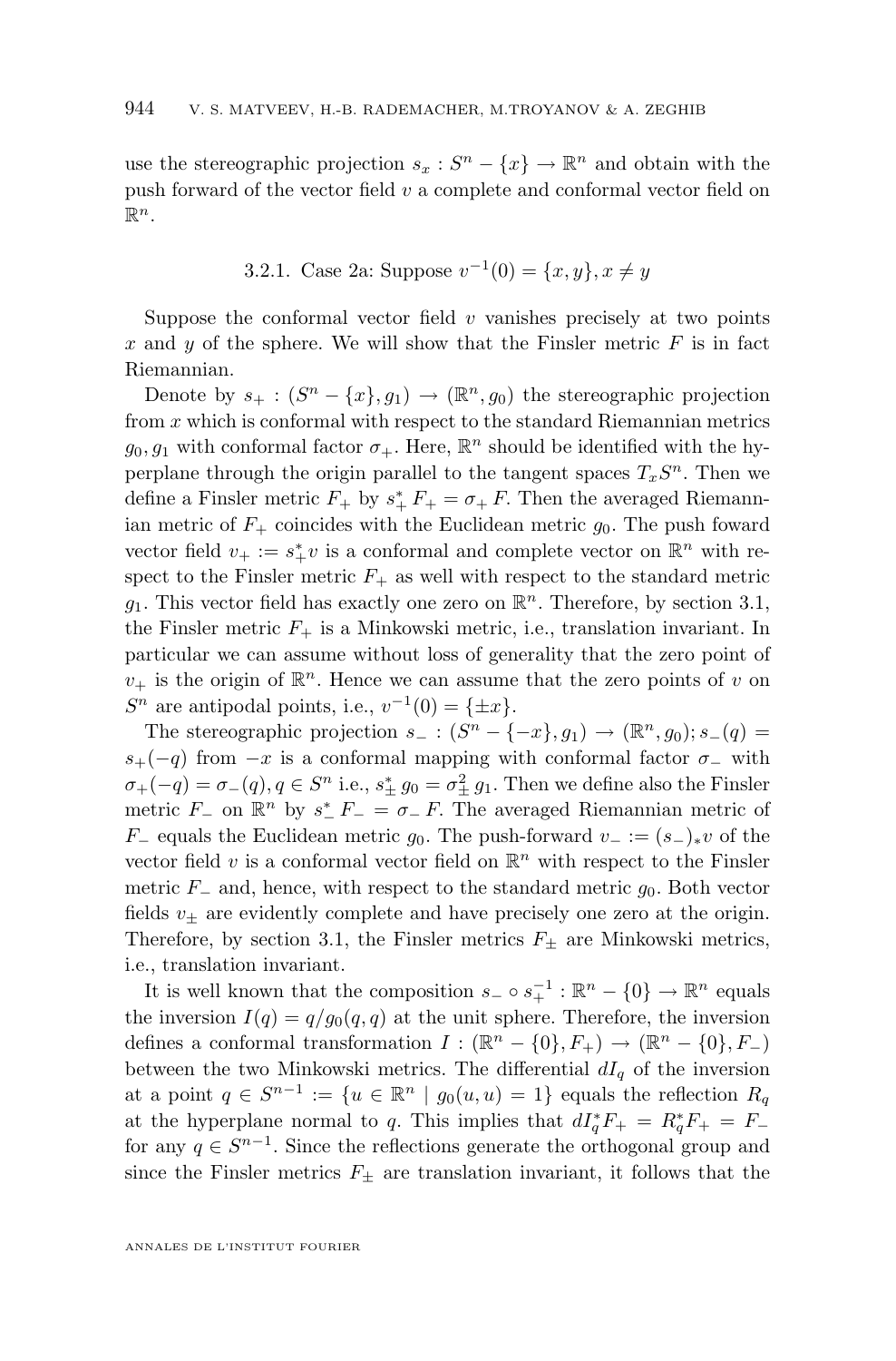use the stereographic projection $s_x : S^n - \{x\} \to \mathbb{R}^n$ and obtain with the push forward of the vector field $v$ a complete and conformal vector field on $\mathbb{R}^n$.

### 3.2.1. Case 2a: Suppose $v^{-1}(0) = \{x, y\}, x \neq y$

Suppose the conformal vector field $v$ vanishes precisely at two points $x$ and $y$ of the sphere. We will show that the Finsler metric $F$ is in fact Riemannian.

Denote by $s_+ : (S^n - \{x\}, g_1) \to (\mathbb{R}^n, g_0)$ the stereographic projection from $x$ which is conformal with respect to the standard Riemannian metrics $g_0, g_1$ with conformal factor $\sigma_+$. Here, $\mathbb{R}^n$ should be identified with the hyperplane through the origin parallel to the tangent spaces $T_x S^n$. Then we define a Finsler metric $F_+$ by $s_+^* F_+ = \sigma_+ F$. Then the averaged Riemannian metric of $F_+$ coincides with the Euclidean metric $g_0$. The push foward vector field $v_+ := s_+^* v$ is a conformal and complete vector on $\mathbb{R}^n$ with respect to the Finsler metric $F_+$ as well with respect to the standard metric $g_1$. This vector field has exactly one zero on $\mathbb{R}^n$. Therefore, by section 3.1, the Finsler metric $F_+$ is a Minkowski metric, i.e., translation invariant. In particular we can assume without loss of generality that the zero point of $v_+$ is the origin of $\mathbb{R}^n$. Hence we can assume that the zero points of $v$ on $S^n$ are antipodal points, i.e., $v^{-1}(0) = \{\pm x\}$.

The stereographic projection $s_- : (S^n - \{-x\}, g_1) \to (\mathbb{R}^n, g_0); s_-(q) = s_+(-q)$ from $-x$ is a conformal mapping with conformal factor $\sigma_-$ with $\sigma_+(-q) = \sigma_-(q), q \in S^n$ i.e., $s_\pm^* g_0 = \sigma_\pm^2 g_1$. Then we define also the Finsler metric $F_-$ on $\mathbb{R}^n$ by $s_-^* F_- = \sigma_- F$. The averaged Riemannian metric of $F_-$ equals the Euclidean metric $g_0$. The push-forward $v_- := (s_-)_* v$ of the vector field $v$ is a conformal vector field on $\mathbb{R}^n$ with respect to the Finsler metric $F_-$ and, hence, with respect to the standard metric $g_0$. Both vector fields $v_\pm$ are evidently complete and have precisely one zero at the origin. Therefore, by section 3.1, the Finsler metrics $F_\pm$ are Minkowski metrics, i.e., translation invariant.

It is well known that the composition $s_- \circ s_+^{-1} : \mathbb{R}^n - \{0\} \to \mathbb{R}^n$ equals the inversion $I(q) = q/g_0(q,q)$ at the unit sphere. Therefore, the inversion defines a conformal transformation $I : (\mathbb{R}^n - \{0\}, F_+) \to (\mathbb{R}^n - \{0\}, F_-)$ between the two Minkowski metrics. The differential $dI_q$ of the inversion at a point $q \in S^{n-1} := \{u \in \mathbb{R}^n \mid g_0(u,u) = 1\}$ equals the reflection $R_q$ at the hyperplane normal to $q$. This implies that $dI_q^* F_+ = R_q^* F_+ = F_-$ for any $q \in S^{n-1}$. Since the reflections generate the orthogonal group and since the Finsler metrics $F_\pm$ are translation invariant, it follows that the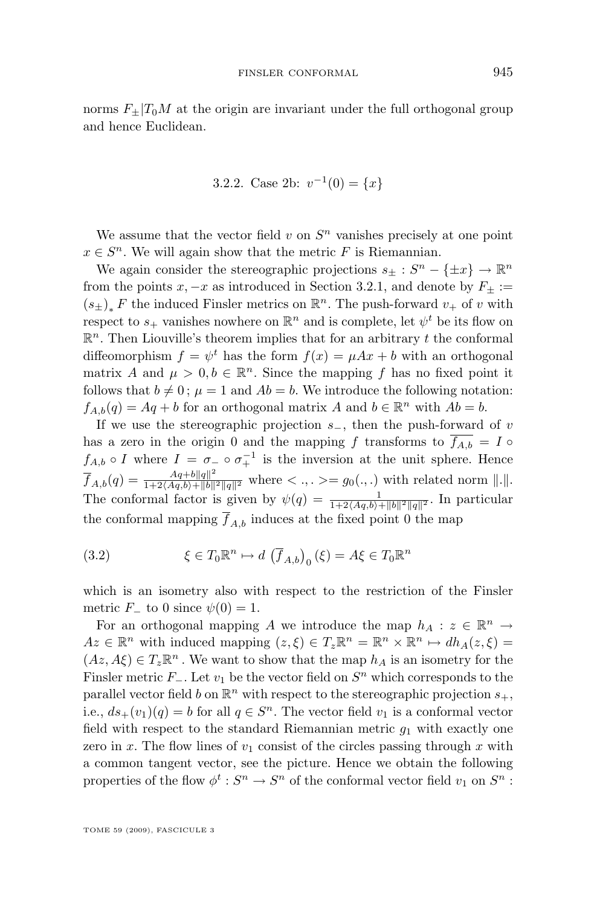norms $F_\pm | T_0 M$ at the origin are invariant under the full orthogonal group and hence Euclidean.

### 3.2.2. Case 2b: $v^{-1}(0) = \{x\}$

We assume that the vector field $v$ on $S^n$ vanishes precisely at one point $x \in S^n$. We will again show that the metric $F$ is Riemannian.

We again consider the stereographic projections $s_\pm : S^n - \{\pm x\} \to \mathbb{R}^n$ from the points $x, -x$ as introduced in Section 3.2.1, and denote by $F_\pm := (s_\pm)_* F$ the induced Finsler metrics on $\mathbb{R}^n$. The push-forward $v_+$ of $v$ with respect to $s_+$ vanishes nowhere on $\mathbb{R}^n$ and is complete, let $\psi^t$ be its flow on $\mathbb{R}^n$. Then Liouville's theorem implies that for an arbitrary $t$ the conformal diffeomorphism $f = \psi^t$ has the form $f(x) = \mu A x + b$ with an orthogonal matrix $A$ and $\mu > 0, b \in \mathbb{R}^n$. Since the mapping $f$ has no fixed point it follows that $b \neq 0$ ; $\mu = 1$ and $Ab = b$. We introduce the following notation: $f_{A,b}(q) = Aq + b$ for an orthogonal matrix $A$ and $b \in \mathbb{R}^n$ with $Ab = b$.

If we use the stereographic projection $s_-$, then the push-forward of $v$ has a zero in the origin 0 and the mapping $f$ transforms to $\overline{f_{A,b}} = I \circ f_{A,b} \circ I$ where $I = \sigma_- \circ \sigma_+^{-1}$ is the inversion at the unit sphere. Hence $\overline{f}_{A,b}(q) = \frac{Aq + b\|q\|^2}{1 + 2\langle Aq, b\rangle + \|b\|^2 \|q\|^2}$ where $< .,. > = g_0(.,.)$ with related norm $\|.\|$. The conformal factor is given by $\psi(q) = \frac{1}{1 + 2\langle Aq, b\rangle + \|b\|^2\|q\|^2}$. In particular the conformal mapping $\overline{f}_{A,b}$ induces at the fixed point 0 the map

$$\xi \in T_0\mathbb{R}^n \mapsto d\left(\overline{f}_{A,b}\right)_0(\xi) = A\xi \in T_0\mathbb{R}^n \tag{3.2}$$

which is an isometry also with respect to the restriction of the Finsler metric $F_-$ to 0 since $\psi(0) = 1$.

For an orthogonal mapping $A$ we introduce the map $h_A : z \in \mathbb{R}^n \to Az \in \mathbb{R}^n$ with induced mapping $(z, \xi) \in T_z\mathbb{R}^n = \mathbb{R}^n \times \mathbb{R}^n \mapsto dh_A(z, \xi) = (Az, A\xi) \in T_z\mathbb{R}^n$. We want to show that the map $h_A$ is an isometry for the Finsler metric $F_-$. Let $v_1$ be the vector field on $S^n$ which corresponds to the parallel vector field $b$ on $\mathbb{R}^n$ with respect to the stereographic projection $s_+$, i.e., $ds_+(v_1)(q) = b$ for all $q \in S^n$. The vector field $v_1$ is a conformal vector field with respect to the standard Riemannian metric $g_1$ with exactly one zero in $x$. The flow lines of $v_1$ consist of the circles passing through $x$ with a common tangent vector, see the picture. Hence we obtain the following properties of the flow $\phi^t : S^n \to S^n$ of the conformal vector field $v_1$ on $S^n$ :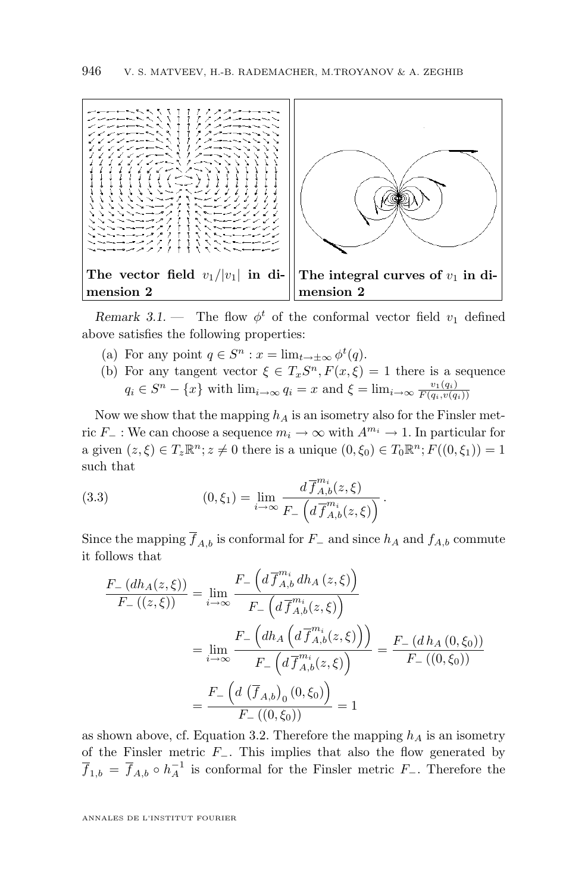**The vector field $v_1/|v_1|$ in dimension 2**

**The integral curves of $v_1$ in dimension 2**

*Remark 3.1.* — The flow $\phi^t$ of the conformal vector field $v_1$ defined above satisfies the following properties:

(a) For any point $q \in S^n : x = \lim_{t\to\pm\infty} \phi^t(q)$.

(b) For any tangent vector $\xi \in T_x S^n, F(x,\xi) = 1$ there is a sequence $q_i \in S^n - \{x\}$ with $\lim_{i\to\infty} q_i = x$ and $\xi = \lim_{i\to\infty} \frac{v_1(q_i)}{F(q_i, v(q_i))}$

Now we show that the mapping $h_A$ is an isometry also for the Finsler metric $F_-$ : We can choose a sequence $m_i \to \infty$ with $A^{m_i} \to 1$. In particular for a given $(z,\xi) \in T_z\mathbb{R}^n; z \neq 0$ there is a unique $(0,\xi_0) \in T_0\mathbb{R}^n; F((0,\xi_1)) = 1$ such that

$$(0,\xi_1) = \lim_{i\to\infty} \frac{d\,\overline{f}^{m_i}_{A,b}(z,\xi)}{F_-\left(d\,\overline{f}^{m_i}_{A,b}(z,\xi)\right)}. \tag{3.3}$$

Since the mapping $\overline{f}_{A,b}$ is conformal for $F_-$ and since $h_A$ and $f_{A,b}$ commute it follows that

$$\begin{aligned}
\frac{F_-\left(dh_A(z,\xi)\right)}{F_-\left((z,\xi)\right)} &= \lim_{i\to\infty} \frac{F_-\left(d\,\overline{f}^{m_i}_{A,b}\,dh_A\,(z,\xi)\right)}{F_-\left(d\,\overline{f}^{m_i}_{A,b}(z,\xi)\right)} \\
&= \lim_{i\to\infty} \frac{F_-\left(dh_A\left(d\,\overline{f}^{m_i}_{A,b}(z,\xi)\right)\right)}{F_-\left(d\,\overline{f}^{m_i}_{A,b}(z,\xi)\right)} = \frac{F_-\left(d\,h_A\,(0,\xi_0)\right)}{F_-\left((0,\xi_0)\right)} \\
&= \frac{F_-\left(d\,\left(\overline{f}_{A,b}\right)_0(0,\xi_0)\right)}{F_-\left((0,\xi_0)\right)} = 1
\end{aligned}$$

as shown above, cf. Equation 3.2. Therefore the mapping $h_A$ is an isometry of the Finsler metric $F_-$. This implies that also the flow generated by $\overline{f}_{1,b} = \overline{f}_{A,b} \circ h_A^{-1}$ is conformal for the Finsler metric $F_-$. Therefore the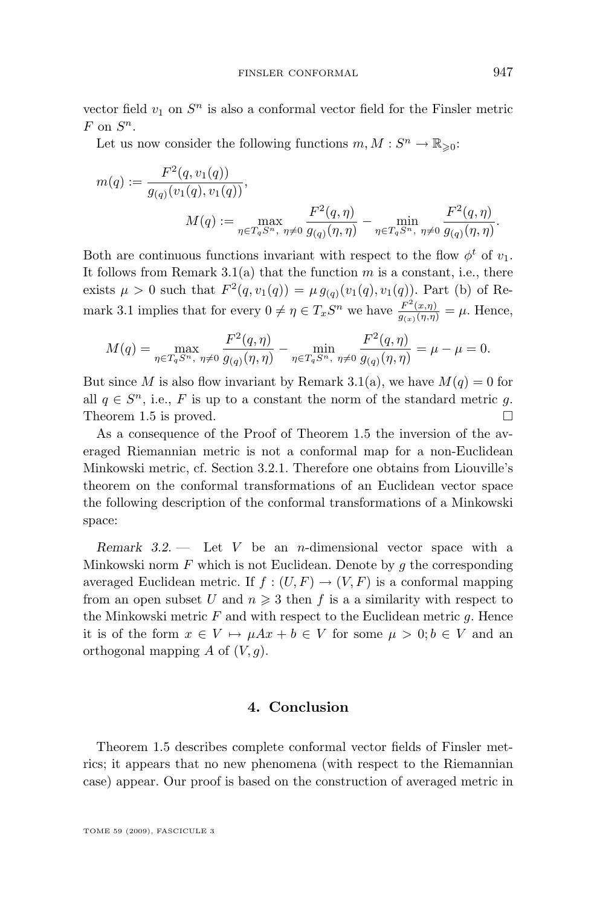vector field $v_1$ on $S^n$ is also a conformal vector field for the Finsler metric $F$ on $S^n$.

Let us now consider the following functions $m, M : S^n \to \mathbb{R}_{\geqslant 0}$:

$$m(q) := \frac{F^2(q, v_1(q))}{g_{(q)}(v_1(q), v_1(q))},$$

$$M(q) := \max_{\eta \in T_q S^n,\ \eta \neq 0} \frac{F^2(q,\eta)}{g_{(q)}(\eta,\eta)} - \min_{\eta \in T_q S^n,\ \eta \neq 0} \frac{F^2(q,\eta)}{g_{(q)}(\eta,\eta)}.$$

Both are continuous functions invariant with respect to the flow $\phi^t$ of $v_1$. It follows from Remark 3.1(a) that the function $m$ is a constant, i.e., there exists $\mu > 0$ such that $F^2(q, v_1(q)) = \mu\, g_{(q)}(v_1(q), v_1(q))$. Part (b) of Remark 3.1 implies that for every $0 \neq \eta \in T_x S^n$ we have $\frac{F^2(x,\eta)}{g_{(x)}(\eta,\eta)} = \mu$. Hence,

$$M(q) = \max_{\eta \in T_q S^n,\ \eta \neq 0} \frac{F^2(q,\eta)}{g_{(q)}(\eta,\eta)} - \min_{\eta \in T_q S^n,\ \eta \neq 0} \frac{F^2(q,\eta)}{g_{(q)}(\eta,\eta)} = \mu - \mu = 0.$$

But since $M$ is also flow invariant by Remark 3.1(a), we have $M(q) = 0$ for all $q \in S^n$, i.e., $F$ is up to a constant the norm of the standard metric $g$. Theorem 1.5 is proved. □

As a consequence of the Proof of Theorem 1.5 the inversion of the averaged Riemannian metric is not a conformal map for a non-Euclidean Minkowski metric, cf. Section 3.2.1. Therefore one obtains from Liouville's theorem on the conformal transformations of an Euclidean vector space the following description of the conformal transformations of a Minkowski space:

*Remark 3.2.* — Let $V$ be an $n$-dimensional vector space with a Minkowski norm $F$ which is not Euclidean. Denote by $g$ the corresponding averaged Euclidean metric. If $f : (U, F) \to (V, F)$ is a conformal mapping from an open subset $U$ and $n \geqslant 3$ then $f$ is a a similarity with respect to the Minkowski metric $F$ and with respect to the Euclidean metric $g$. Hence it is of the form $x \in V \mapsto \mu A x + b \in V$ for some $\mu > 0; b \in V$ and an orthogonal mapping $A$ of $(V, g)$.

## 4. Conclusion

Theorem 1.5 describes complete conformal vector fields of Finsler metrics; it appears that no new phenomena (with respect to the Riemannian case) appear. Our proof is based on the construction of averaged metric in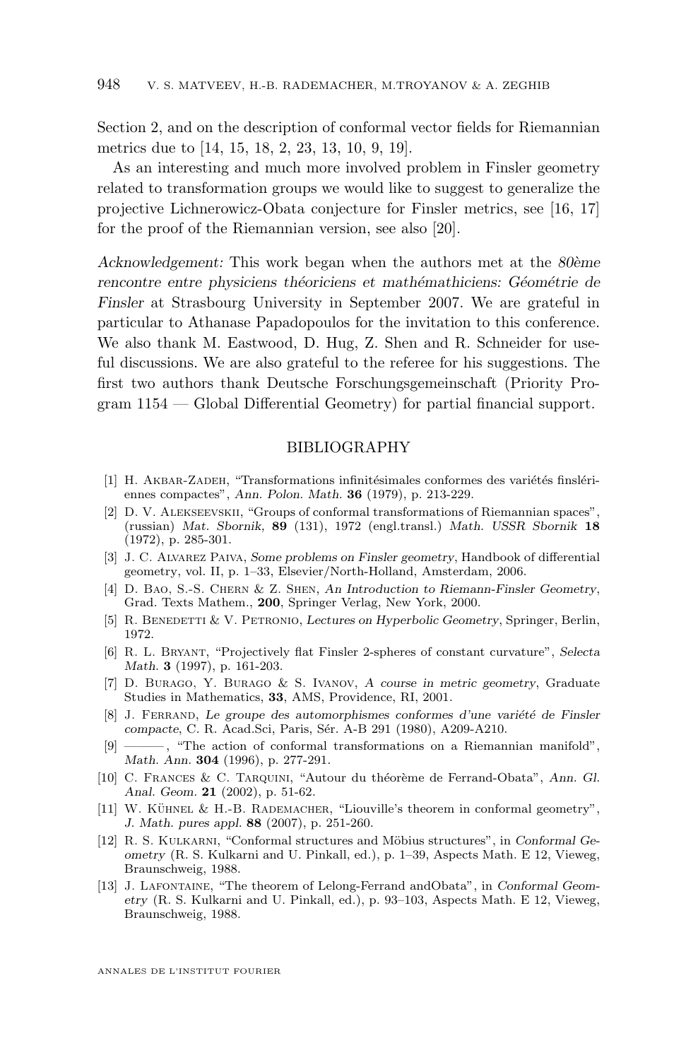Section 2, and on the description of conformal vector fields for Riemannian metrics due to [14, 15, 18, 2, 23, 13, 10, 9, 19].

As an interesting and much more involved problem in Finsler geometry related to transformation groups we would like to suggest to generalize the projective Lichnerowicz-Obata conjecture for Finsler metrics, see [16, 17] for the proof of the Riemannian version, see also [20].

*Acknowledgement:* This work began when the authors met at the *80ème rencontre entre physiciens théoriciens et mathémathiciens: Géométrie de Finsler* at Strasbourg University in September 2007. We are grateful in particular to Athanase Papadopoulos for the invitation to this conference. We also thank M. Eastwood, D. Hug, Z. Shen and R. Schneider for useful discussions. We are also grateful to the referee for his suggestions. The first two authors thank Deutsche Forschungsgemeinschaft (Priority Program 1154 — Global Differential Geometry) for partial financial support.

## BIBLIOGRAPHY

[1] H. Akbar-Zadeh, "Transformations infinitésimales conformes des variétés finslériennes compactes", *Ann. Polon. Math.* **36** (1979), p. 213-229.

[2] D. V. Alekseevskii, "Groups of conformal transformations of Riemannian spaces", (russian) *Mat. Sbornik,* **89** (131), 1972 (engl.transl.) *Math. USSR Sbornik* **18** (1972), p. 285-301.

[3] J. C. Alvarez Paiva, *Some problems on Finsler geometry*, Handbook of differential geometry, vol. II, p. 1–33, Elsevier/North-Holland, Amsterdam, 2006.

[4] D. Bao, S.-S. Chern & Z. Shen, *An Introduction to Riemann-Finsler Geometry*, Grad. Texts Mathem., **200**, Springer Verlag, New York, 2000.

[5] R. Benedetti & V. Petronio, *Lectures on Hyperbolic Geometry*, Springer, Berlin, 1972.

[6] R. L. Bryant, "Projectively flat Finsler 2-spheres of constant curvature", *Selecta Math.* **3** (1997), p. 161-203.

[7] D. Burago, Y. Burago & S. Ivanov, *A course in metric geometry*, Graduate Studies in Mathematics, **33**, AMS, Providence, RI, 2001.

[8] J. Ferrand, *Le groupe des automorphismes conformes d'une variété de Finsler compacte*, C. R. Acad.Sci, Paris, Sér. A-B 291 (1980), A209-A210.

[9] ———, "The action of conformal transformations on a Riemannian manifold", *Math. Ann.* **304** (1996), p. 277-291.

[10] C. Frances & C. Tarquini, "Autour du théorème de Ferrand-Obata", *Ann. Gl. Anal. Geom.* **21** (2002), p. 51-62.

[11] W. Kühnel & H.-B. Rademacher, "Liouville's theorem in conformal geometry", *J. Math. pures appl.* **88** (2007), p. 251-260.

[12] R. S. Kulkarni, "Conformal structures and Möbius structures", in *Conformal Geometry* (R. S. Kulkarni and U. Pinkall, ed.), p. 1–39, Aspects Math. E 12, Vieweg, Braunschweig, 1988.

[13] J. Lafontaine, "The theorem of Lelong-Ferrand andObata", in *Conformal Geometry* (R. S. Kulkarni and U. Pinkall, ed.), p. 93–103, Aspects Math. E 12, Vieweg, Braunschweig, 1988.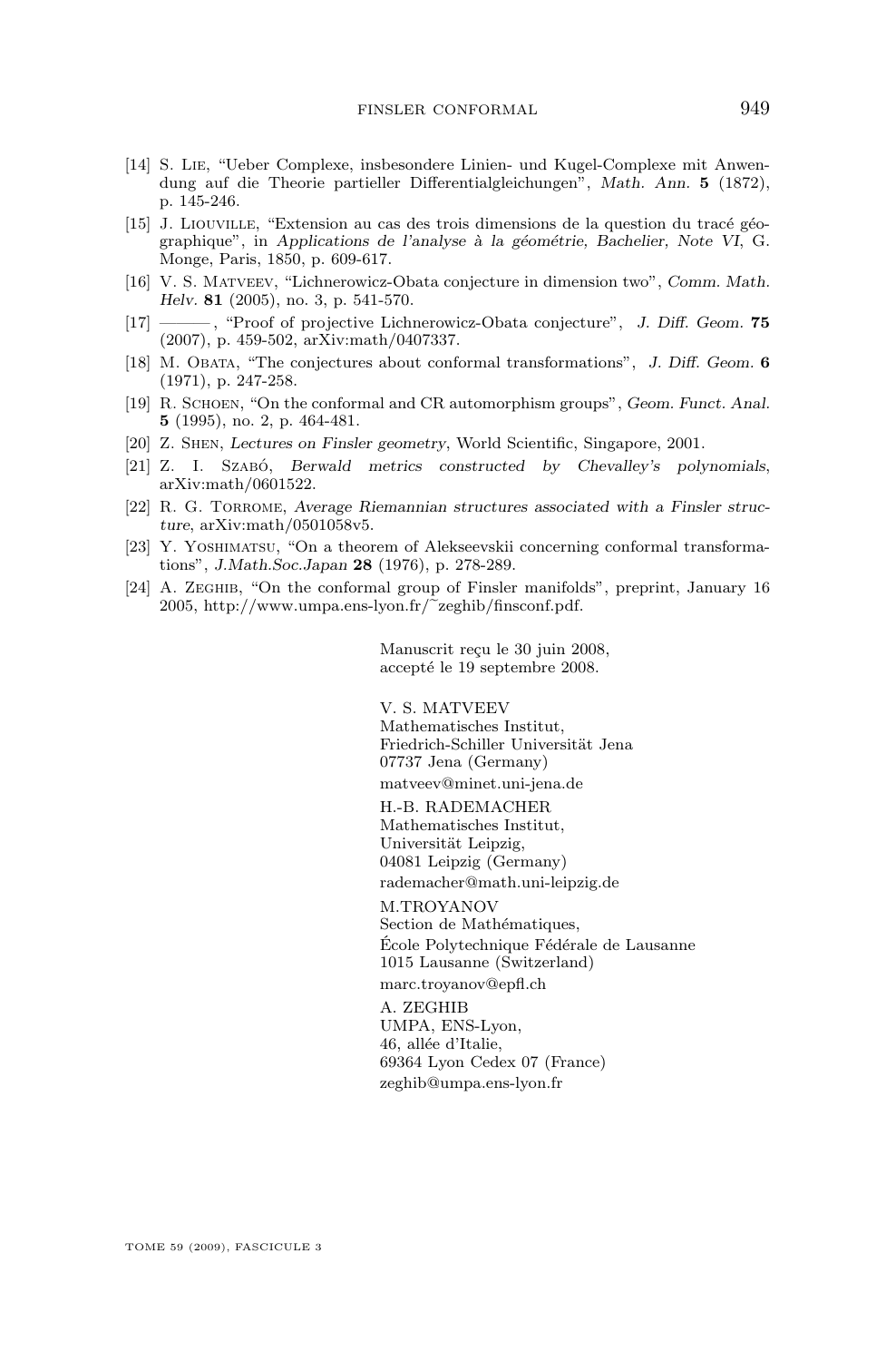[14] S. Lie, "Ueber Complexe, insbesondere Linien- und Kugel-Complexe mit Anwendung auf die Theorie partieller Differentialgleichungen", *Math. Ann.* **5** (1872), p. 145-246.

[15] J. Liouville, "Extension au cas des trois dimensions de la question du tracé géographique", in *Applications de l'analyse à la géométrie, Bachelier, Note VI*, G. Monge, Paris, 1850, p. 609-617.

[16] V. S. Matveev, "Lichnerowicz-Obata conjecture in dimension two", *Comm. Math. Helv.* **81** (2005), no. 3, p. 541-570.

[17] ———, "Proof of projective Lichnerowicz-Obata conjecture", *J. Diff. Geom.* **75** (2007), p. 459-502, arXiv:math/0407337.

[18] M. Obata, "The conjectures about conformal transformations", *J. Diff. Geom.* **6** (1971), p. 247-258.

[19] R. Schoen, "On the conformal and CR automorphism groups", *Geom. Funct. Anal.* **5** (1995), no. 2, p. 464-481.

[20] Z. Shen, *Lectures on Finsler geometry*, World Scientific, Singapore, 2001.

[21] Z. I. Szabó, *Berwald metrics constructed by Chevalley's polynomials*, arXiv:math/0601522.

[22] R. G. Torrome, *Average Riemannian structures associated with a Finsler structure*, arXiv:math/0501058v5.

[23] Y. Yoshimatsu, "On a theorem of Alekseevskii concerning conformal transformations", *J.Math.Soc.Japan* **28** (1976), p. 278-289.

[24] A. Zeghib, "On the conformal group of Finsler manifolds", preprint, January 16 2005, http://www.umpa.ens-lyon.fr/~zeghib/finsconf.pdf.

Manuscrit reçu le 30 juin 2008,
accepté le 19 septembre 2008.

V. S. MATVEEV
Mathematisches Institut,
Friedrich-Schiller Universität Jena
07737 Jena (Germany)
matveev@minet.uni-jena.de

H.-B. RADEMACHER
Mathematisches Institut,
Universität Leipzig,
04081 Leipzig (Germany)
rademacher@math.uni-leipzig.de

M.TROYANOV
Section de Mathématiques,
École Polytechnique Fédérale de Lausanne
1015 Lausanne (Switzerland)
marc.troyanov@epfl.ch

A. ZEGHIB
UMPA, ENS-Lyon,
46, allée d'Italie,
69364 Lyon Cedex 07 (France)
zeghib@umpa.ens-lyon.fr